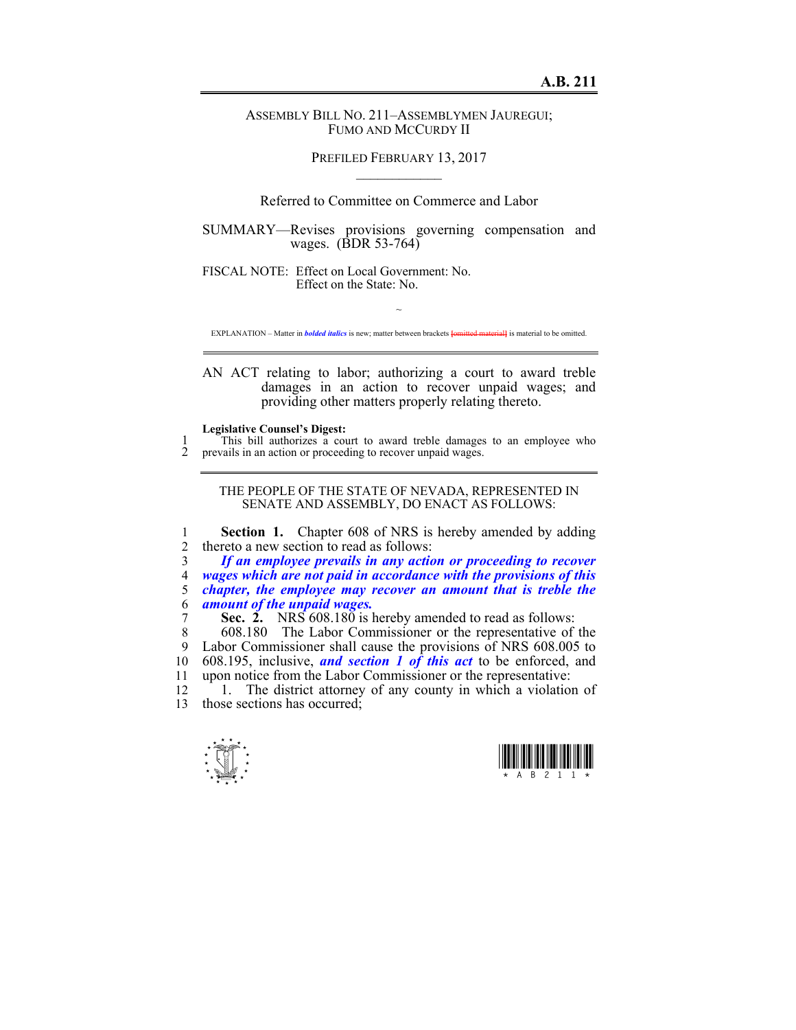# A.B. 211

ASSEMBLY BILL NO. 211–ASSEMBLYMEN JAUREGUI; FUMO AND MCCURDY II

PREFILED FEBRUARY 13, 2017

Referred to Committee on Commerce and Labor

SUMMARY—Revises provisions governing compensation and wages. (BDR 53-764)

FISCAL NOTE: Effect on Local Government: No.
Effect on the State: No.

~

EXPLANATION – Matter in ***bolded italics*** is new; matter between brackets [omitted material] is material to be omitted.

AN ACT relating to labor; authorizing a court to award treble damages in an action to recover unpaid wages; and providing other matters properly relating thereto.

**Legislative Counsel's Digest:**

1 This bill authorizes a court to award treble damages to an employee who
2 prevails in an action or proceeding to recover unpaid wages.

THE PEOPLE OF THE STATE OF NEVADA, REPRESENTED IN SENATE AND ASSEMBLY, DO ENACT AS FOLLOWS:

1 **Section 1.** Chapter 608 of NRS is hereby amended by adding
2 thereto a new section to read as follows:
3 ***If an employee prevails in any action or proceeding to recover***
4 ***wages which are not paid in accordance with the provisions of this***
5 ***chapter, the employee may recover an amount that is treble the***
6 ***amount of the unpaid wages.***
7 **Sec. 2.** NRS 608.180 is hereby amended to read as follows:
8 608.180 The Labor Commissioner or the representative of the
9 Labor Commissioner shall cause the provisions of NRS 608.005 to
10 608.195, inclusive, ***and section 1 of this act*** to be enforced, and
11 upon notice from the Labor Commissioner or the representative:
12 1. The district attorney of any county in which a violation of
13 those sections has occurred;

\* A B 2 1 1 \*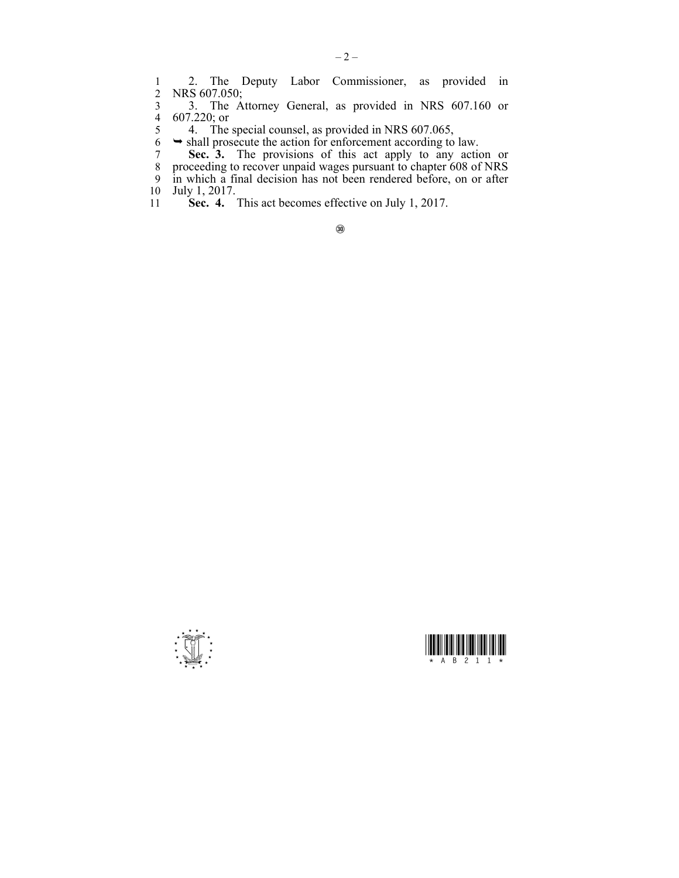2. The Deputy Labor Commissioner, as provided in NRS 607.050;

3. The Attorney General, as provided in NRS 607.160 or 607.220; or

4. The special counsel, as provided in NRS 607.065,

➥ shall prosecute the action for enforcement according to law.

**Sec. 3.** The provisions of this act apply to any action or proceeding to recover unpaid wages pursuant to chapter 608 of NRS in which a final decision has not been rendered before, on or after July 1, 2017.

**Sec. 4.** This act becomes effective on July 1, 2017.

⑳